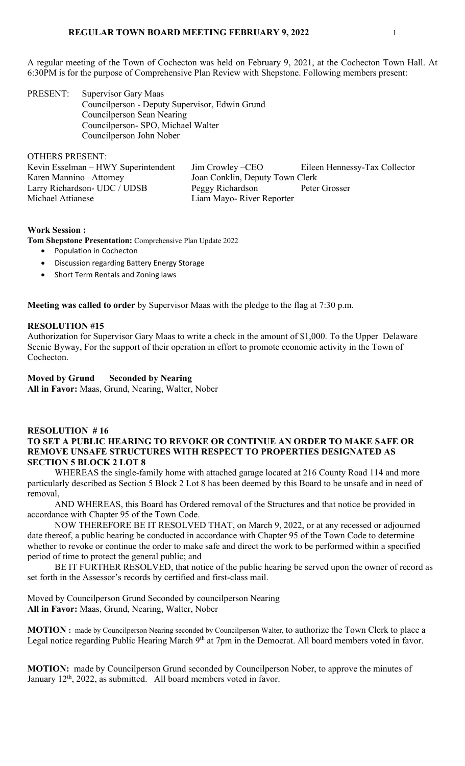# REGULAR TOWN BOARD MEETING FEBRUARY 9, 2022

A regular meeting of the Town of Cochecton was held on February 9, 2021, at the Cochecton Town Hall. At 6:30PM is for the purpose of Comprehensive Plan Review with Shepstone. Following members present:

PRESENT: Supervisor Gary Maas
Councilperson - Deputy Supervisor, Edwin Grund
Councilperson Sean Nearing
Councilperson- SPO, Michael Walter
Councilperson John Nober

OTHERS PRESENT:

| | | |
|---|---|---|
| Kevin Esselman – HWY Superintendent | Jim Crowley –CEO | Eileen Hennessy-Tax Collector |
| Karen Mannino –Attorney | Joan Conklin, Deputy Town Clerk | |
| Larry Richardson- UDC / UDSB | Peggy Richardson | Peter Grosser |
| Michael Attianese | Liam Mayo- River Reporter | |

**Work Session :**

**Tom Shepstone Presentation:** Comprehensive Plan Update 2022

- Population in Cochecton
- Discussion regarding Battery Energy Storage
- Short Term Rentals and Zoning laws

**Meeting was called to order** by Supervisor Maas with the pledge to the flag at 7:30 p.m.

**RESOLUTION #15**

Authorization for Supervisor Gary Maas to write a check in the amount of $1,000. To the Upper Delaware Scenic Byway, For the support of their operation in effort to promote economic activity in the Town of Cochecton.

**Moved by Grund Seconded by Nearing**
**All in Favor:** Maas, Grund, Nearing, Walter, Nober

**RESOLUTION # 16**

**TO SET A PUBLIC HEARING TO REVOKE OR CONTINUE AN ORDER TO MAKE SAFE OR REMOVE UNSAFE STRUCTURES WITH RESPECT TO PROPERTIES DESIGNATED AS SECTION 5 BLOCK 2 LOT 8**

WHEREAS the single-family home with attached garage located at 216 County Road 114 and more particularly described as Section 5 Block 2 Lot 8 has been deemed by this Board to be unsafe and in need of removal,

AND WHEREAS, this Board has Ordered removal of the Structures and that notice be provided in accordance with Chapter 95 of the Town Code.

NOW THEREFORE BE IT RESOLVED THAT, on March 9, 2022, or at any recessed or adjourned date thereof, a public hearing be conducted in accordance with Chapter 95 of the Town Code to determine whether to revoke or continue the order to make safe and direct the work to be performed within a specified period of time to protect the general public; and

BE IT FURTHER RESOLVED, that notice of the public hearing be served upon the owner of record as set forth in the Assessor's records by certified and first-class mail.

Moved by Councilperson Grund Seconded by councilperson Nearing
**All in Favor:** Maas, Grund, Nearing, Walter, Nober

**MOTION :** made by Councilperson Nearing seconded by Councilperson Walter, to authorize the Town Clerk to place a Legal notice regarding Public Hearing March 9th at 7pm in the Democrat. All board members voted in favor.

**MOTION:** made by Councilperson Grund seconded by Councilperson Nober, to approve the minutes of January 12th, 2022, as submitted. All board members voted in favor.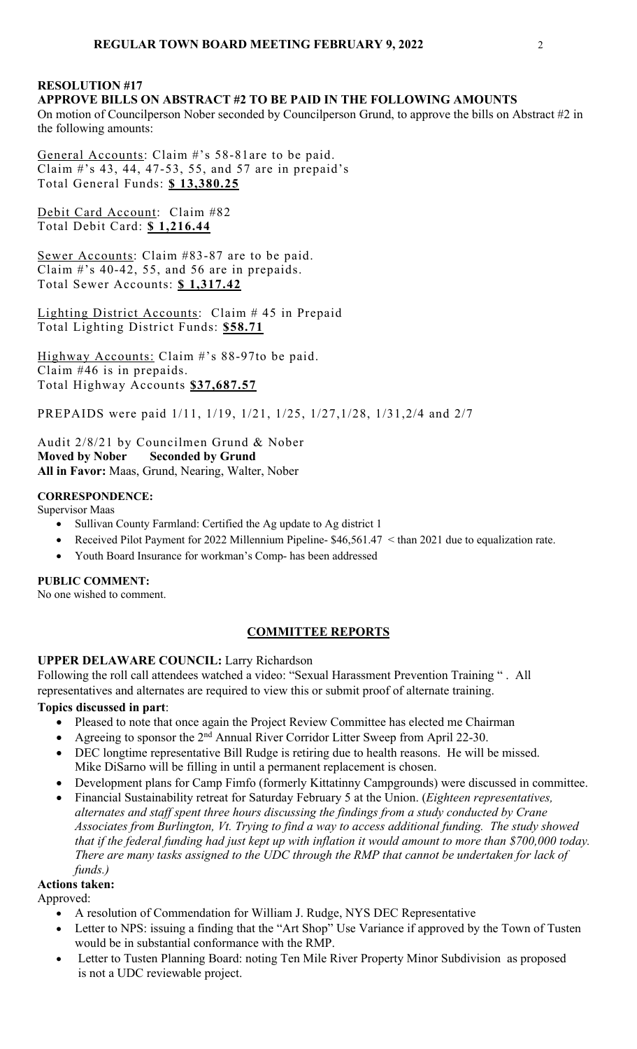### RESOLUTION #17

### APPROVE BILLS ON ABSTRACT #2 TO BE PAID IN THE FOLLOWING AMOUNTS

On motion of Councilperson Nober seconded by Councilperson Grund, to approve the bills on Abstract #2 in the following amounts:

General Accounts: Claim #'s 58-81are to be paid.
Claim #'s 43, 44, 47-53, 55, and 57 are in prepaid's
Total General Funds: **$ 13,380.25**

Debit Card Account: Claim #82
Total Debit Card: **$ 1,216.44**

Sewer Accounts: Claim #83-87 are to be paid.
Claim #'s 40-42, 55, and 56 are in prepaids.
Total Sewer Accounts: **$ 1,317.42**

Lighting District Accounts: Claim # 45 in Prepaid
Total Lighting District Funds: **$58.71**

Highway Accounts: Claim #'s 88-97to be paid.
Claim #46 is in prepaids.
Total Highway Accounts **$37,687.57**

PREPAIDS were paid 1/11, 1/19, 1/21, 1/25, 1/27,1/28, 1/31,2/4 and 2/7

Audit 2/8/21 by Councilmen Grund & Nober
**Moved by Nober Seconded by Grund**
**All in Favor:** Maas, Grund, Nearing, Walter, Nober

**CORRESPONDENCE:**

Supervisor Maas

- Sullivan County Farmland: Certified the Ag update to Ag district 1
- Received Pilot Payment for 2022 Millennium Pipeline- $46,561.47 < than 2021 due to equalization rate.
- Youth Board Insurance for workman's Comp- has been addressed

**PUBLIC COMMENT:**

No one wished to comment.

## COMMITTEE REPORTS

**UPPER DELAWARE COUNCIL:** Larry Richardson

Following the roll call attendees watched a video: "Sexual Harassment Prevention Training " . All representatives and alternates are required to view this or submit proof of alternate training.

**Topics discussed in part**:

- Pleased to note that once again the Project Review Committee has elected me Chairman
- Agreeing to sponsor the 2nd Annual River Corridor Litter Sweep from April 22-30.
- DEC longtime representative Bill Rudge is retiring due to health reasons. He will be missed. Mike DiSarno will be filling in until a permanent replacement is chosen.
- Development plans for Camp Fimfo (formerly Kittatinny Campgrounds) were discussed in committee.
- Financial Sustainability retreat for Saturday February 5 at the Union. (*Eighteen representatives, alternates and staff spent three hours discussing the findings from a study conducted by Crane Associates from Burlington, Vt. Trying to find a way to access additional funding. The study showed that if the federal funding had just kept up with inflation it would amount to more than $700,000 today. There are many tasks assigned to the UDC through the RMP that cannot be undertaken for lack of funds.)*

**Actions taken:**

Approved:

- A resolution of Commendation for William J. Rudge, NYS DEC Representative
- Letter to NPS: issuing a finding that the "Art Shop" Use Variance if approved by the Town of Tusten would be in substantial conformance with the RMP.
- Letter to Tusten Planning Board: noting Ten Mile River Property Minor Subdivision as proposed is not a UDC reviewable project.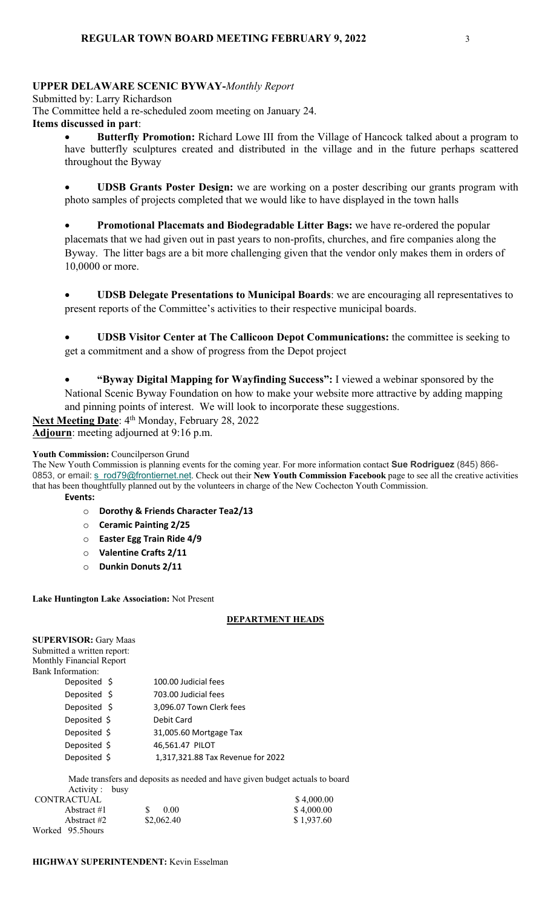**UPPER DELAWARE SCENIC BYWAY-***Monthly Report*

Submitted by: Larry Richardson

The Committee held a re-scheduled zoom meeting on January 24.

**Items discussed in part**:

- **Butterfly Promotion:** Richard Lowe III from the Village of Hancock talked about a program to have butterfly sculptures created and distributed in the village and in the future perhaps scattered throughout the Byway

- **UDSB Grants Poster Design:** we are working on a poster describing our grants program with photo samples of projects completed that we would like to have displayed in the town halls

- **Promotional Placemats and Biodegradable Litter Bags:** we have re-ordered the popular placemats that we had given out in past years to non-profits, churches, and fire companies along the Byway. The litter bags are a bit more challenging given that the vendor only makes them in orders of 10,0000 or more.

- **UDSB Delegate Presentations to Municipal Boards**: we are encouraging all representatives to present reports of the Committee's activities to their respective municipal boards.

- **UDSB Visitor Center at The Callicoon Depot Communications:** the committee is seeking to get a commitment and a show of progress from the Depot project

- **"Byway Digital Mapping for Wayfinding Success":** I viewed a webinar sponsored by the National Scenic Byway Foundation on how to make your website more attractive by adding mapping and pinning points of interest. We will look to incorporate these suggestions.

**Next Meeting Date**: 4th Monday, February 28, 2022

**Adjourn**: meeting adjourned at 9:16 p.m.

**Youth Commission:** Councilperson Grund

The New Youth Commission is planning events for the coming year. For more information contact **Sue Rodriguez** (845) 866-0853, or email: s_rod79@frontiernet.net. Check out their **New Youth Commission Facebook** page to see all the creative activities that has been thoughtfully planned out by the volunteers in charge of the New Cochecton Youth Commission.

**Events:**

- **Dorothy & Friends Character Tea2/13**
- **Ceramic Painting 2/25**
- **Easter Egg Train Ride 4/9**
- **Valentine Crafts 2/11**
- **Dunkin Donuts 2/11**

**Lake Huntington Lake Association:** Not Present

**DEPARTMENT HEADS**

**SUPERVISOR:** Gary Maas

Submitted a written report:

Monthly Financial Report

Bank Information:

| | |
|---|---|
| Deposited $ | 100.00 Judicial fees |
| Deposited $ | 703.00 Judicial fees |
| Deposited $ | 3,096.07 Town Clerk fees |
| Deposited $ | Debit Card |
| Deposited $ | 31,005.60 Mortgage Tax |
| Deposited $ | 46,561.47 PILOT |
| Deposited $ | 1,317,321.88 Tax Revenue for 2022 |

Made transfers and deposits as needed and have given budget actuals to board

Activity : busy

| | | |
|---|---|---|
| CONTRACTUAL | | $ 4,000.00 |
| Abstract #1 | $ 0.00 | $ 4,000.00 |
| Abstract #2 | $2,062.40 | $ 1,937.60 |

Worked 95.5hours

**HIGHWAY SUPERINTENDENT:** Kevin Esselman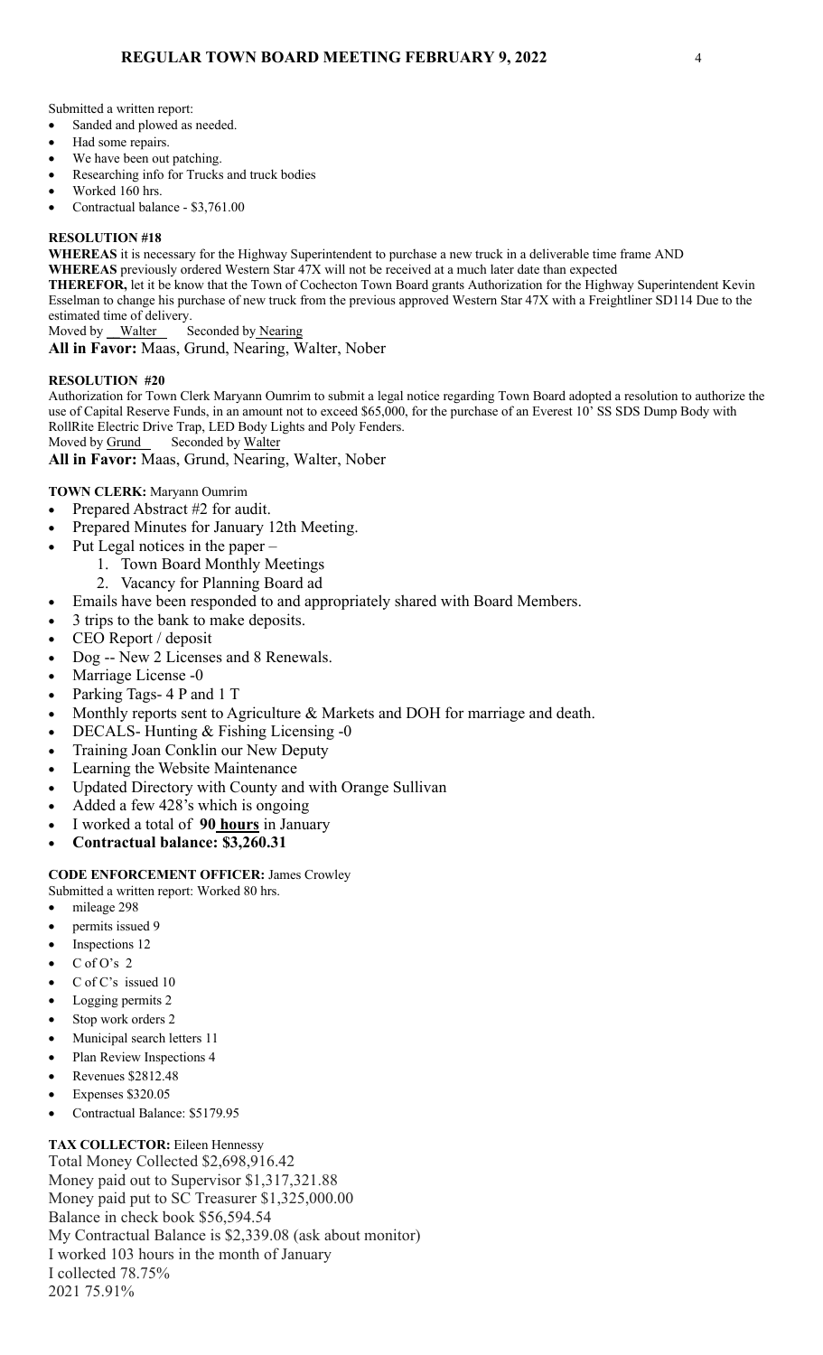Submitted a written report:

- Sanded and plowed as needed.
- Had some repairs.
- We have been out patching.
- Researching info for Trucks and truck bodies
- Worked 160 hrs.
- Contractual balance - $3,761.00

**RESOLUTION #18**

**WHEREAS** it is necessary for the Highway Superintendent to purchase a new truck in a deliverable time frame AND
**WHEREAS** previously ordered Western Star 47X will not be received at a much later date than expected
**THEREFOR,** let it be know that the Town of Cochecton Town Board grants Authorization for the Highway Superintendent Kevin Esselman to change his purchase of new truck from the previous approved Western Star 47X with a Freightliner SD114 Due to the estimated time of delivery.
Moved by Walter Seconded by Nearing
**All in Favor:** Maas, Grund, Nearing, Walter, Nober

**RESOLUTION #20**

Authorization for Town Clerk Maryann Oumrim to submit a legal notice regarding Town Board adopted a resolution to authorize the use of Capital Reserve Funds, in an amount not to exceed $65,000, for the purchase of an Everest 10' SS SDS Dump Body with RollRite Electric Drive Trap, LED Body Lights and Poly Fenders.
Moved by Grund Seconded by Walter
**All in Favor:** Maas, Grund, Nearing, Walter, Nober

**TOWN CLERK:** Maryann Oumrim

- Prepared Abstract #2 for audit.
- Prepared Minutes for January 12th Meeting.
- Put Legal notices in the paper –
  1. Town Board Monthly Meetings
  2. Vacancy for Planning Board ad
- Emails have been responded to and appropriately shared with Board Members.
- 3 trips to the bank to make deposits.
- CEO Report / deposit
- Dog -- New 2 Licenses and 8 Renewals.
- Marriage License -0
- Parking Tags- 4 P and 1 T
- Monthly reports sent to Agriculture & Markets and DOH for marriage and death.
- DECALS- Hunting & Fishing Licensing -0
- Training Joan Conklin our New Deputy
- Learning the Website Maintenance
- Updated Directory with County and with Orange Sullivan
- Added a few 428's which is ongoing
- I worked a total of **90 hours** in January
- **Contractual balance: $3,260.31**

**CODE ENFORCEMENT OFFICER:** James Crowley
Submitted a written report: Worked 80 hrs.

- mileage 298
- permits issued 9
- Inspections 12
- C of O's 2
- C of C's issued 10
- Logging permits 2
- Stop work orders 2
- Municipal search letters 11
- Plan Review Inspections 4
- Revenues $2812.48
- Expenses $320.05
- Contractual Balance: $5179.95

**TAX COLLECTOR:** Eileen Hennessy
Total Money Collected $2,698,916.42
Money paid out to Supervisor $1,317,321.88
Money paid put to SC Treasurer $1,325,000.00
Balance in check book $56,594.54
My Contractual Balance is $2,339.08 (ask about monitor)
I worked 103 hours in the month of January
I collected 78.75%
2021 75.91%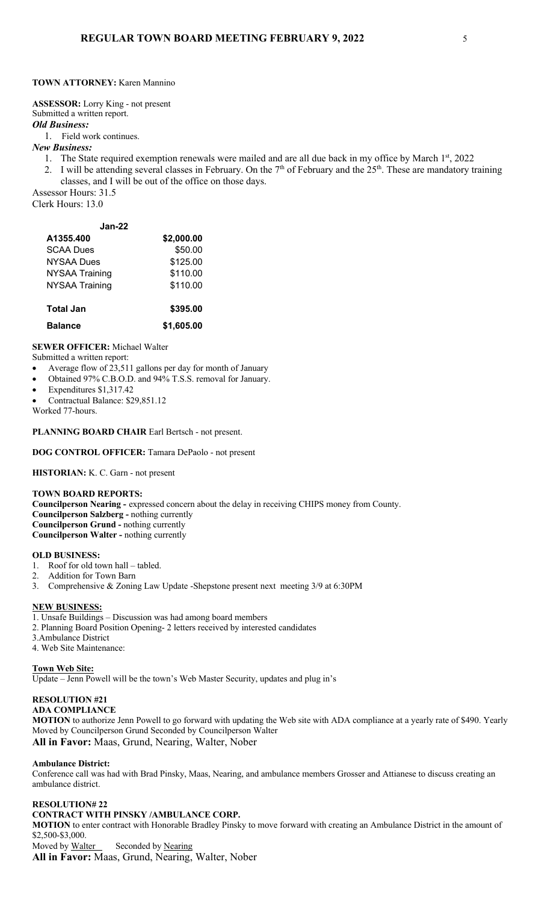**TOWN ATTORNEY:** Karen Mannino

**ASSESSOR:** Lorry King - not present
Submitted a written report.

***Old Business:***

1. Field work continues.

***New Business:***

1. The State required exemption renewals were mailed and are all due back in my office by March 1st, 2022
2. I will be attending several classes in February. On the 7th of February and the 25th. These are mandatory training classes, and I will be out of the office on those days.

Assessor Hours: 31.5
Clerk Hours: 13.0

| Jan-22 | |
|---|---|
| A1355.400 | $2,000.00 |
| SCAA Dues | $50.00 |
| NYSAA Dues | $125.00 |
| NYSAA Training | $110.00 |
| NYSAA Training | $110.00 |
| **Total Jan** | **$395.00** |
| **Balance** | **$1,605.00** |

**SEWER OFFICER:** Michael Walter
Submitted a written report:

- Average flow of 23,511 gallons per day for month of January
- Obtained 97% C.B.O.D. and 94% T.S.S. removal for January.
- Expenditures $1,317.42
- Contractual Balance: $29,851.12

Worked 77-hours.

**PLANNING BOARD CHAIR** Earl Bertsch - not present.

**DOG CONTROL OFFICER:** Tamara DePaolo - not present

**HISTORIAN:** K. C. Garn - not present

**TOWN BOARD REPORTS:**
**Councilperson Nearing -** expressed concern about the delay in receiving CHIPS money from County.
**Councilperson Salzberg -** nothing currently
**Councilperson Grund -** nothing currently
**Councilperson Walter -** nothing currently

**OLD BUSINESS:**

1. Roof for old town hall – tabled.
2. Addition for Town Barn
3. Comprehensive & Zoning Law Update -Shepstone present next meeting 3/9 at 6:30PM

**NEW BUSINESS:**

1. Unsafe Buildings – Discussion was had among board members
2. Planning Board Position Opening- 2 letters received by interested candidates
3. Ambulance District
4. Web Site Maintenance:

**Town Web Site:**
Update – Jenn Powell will be the town's Web Master Security, updates and plug in's

**RESOLUTION #21**
**ADA COMPLIANCE**
**MOTION** to authorize Jenn Powell to go forward with updating the Web site with ADA compliance at a yearly rate of $490. Yearly
Moved by Councilperson Grund Seconded by Councilperson Walter
**All in Favor:** Maas, Grund, Nearing, Walter, Nober

**Ambulance District:**
Conference call was had with Brad Pinsky, Maas, Nearing, and ambulance members Grosser and Attianese to discuss creating an ambulance district.

**RESOLUTION# 22**
**CONTRACT WITH PINSKY /AMBULANCE CORP.**
**MOTION** to enter contract with Honorable Bradley Pinsky to move forward with creating an Ambulance District in the amount of $2,500-$3,000.
Moved by Walter Seconded by Nearing
**All in Favor:** Maas, Grund, Nearing, Walter, Nober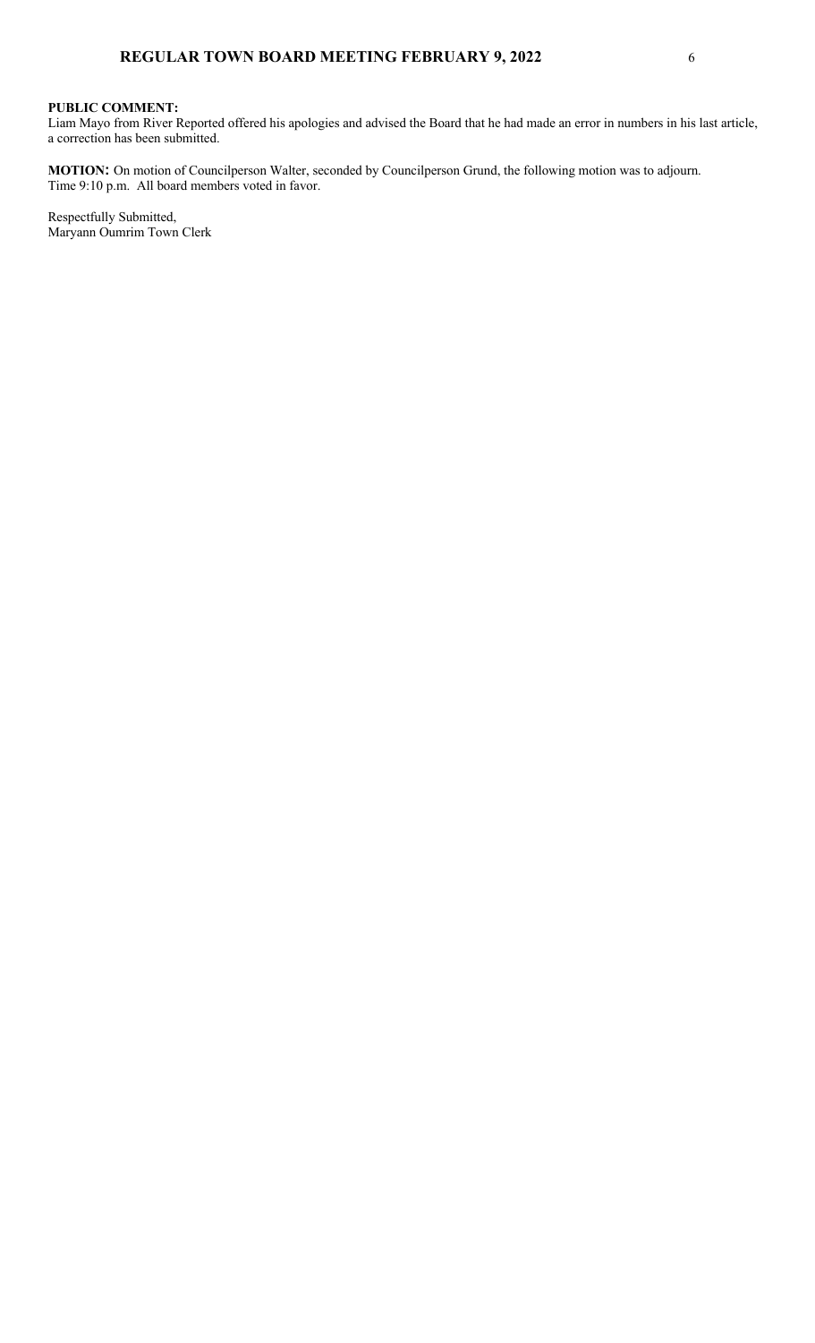**PUBLIC COMMENT:**
Liam Mayo from River Reported offered his apologies and advised the Board that he had made an error in numbers in his last article, a correction has been submitted.

**MOTION:** On motion of Councilperson Walter, seconded by Councilperson Grund, the following motion was to adjourn. Time 9:10 p.m. All board members voted in favor.

Respectfully Submitted,
Maryann Oumrim Town Clerk